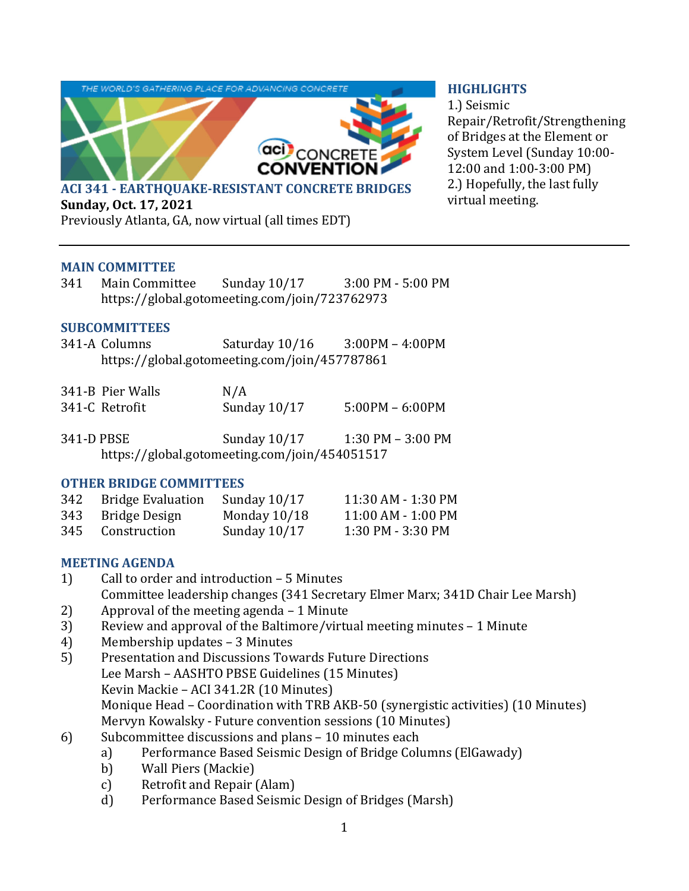## ACI 341 - EARTHQUAKE-RESISTANT CONCRETE BRIDGES

**Sunday, Oct. 17, 2021**

Previously Atlanta, GA, now virtual (all times EDT)

### HIGHLIGHTS

1.) Seismic Repair/Retrofit/Strengthening of Bridges at the Element or System Level (Sunday 10:00-12:00 and 1:00-3:00 PM)

2.) Hopefully, the last fully virtual meeting.

---

### MAIN COMMITTEE

| | | | |
|---|---|---|---|
| 341 | Main Committee | Sunday 10/17 | 3:00 PM - 5:00 PM |

https://global.gotomeeting.com/join/723762973

### SUBCOMMITTEES

341-A Columns — Saturday 10/16 — 3:00PM – 4:00PM
https://global.gotomeeting.com/join/457787861

341-B Pier Walls — N/A
341-C Retrofit — Sunday 10/17 — 5:00PM – 6:00PM

341-D PBSE — Sunday 10/17 — 1:30 PM – 3:00 PM
https://global.gotomeeting.com/join/454051517

### OTHER BRIDGE COMMITTEES

| | | | |
|---|---|---|---|
| 342 | Bridge Evaluation | Sunday 10/17 | 11:30 AM - 1:30 PM |
| 343 | Bridge Design | Monday 10/18 | 11:00 AM - 1:00 PM |
| 345 | Construction | Sunday 10/17 | 1:30 PM - 3:30 PM |

### MEETING AGENDA

1) Call to order and introduction – 5 Minutes
   Committee leadership changes (341 Secretary Elmer Marx; 341D Chair Lee Marsh)
2) Approval of the meeting agenda – 1 Minute
3) Review and approval of the Baltimore/virtual meeting minutes – 1 Minute
4) Membership updates – 3 Minutes
5) Presentation and Discussions Towards Future Directions
   Lee Marsh – AASHTO PBSE Guidelines (15 Minutes)
   Kevin Mackie – ACI 341.2R (10 Minutes)
   Monique Head – Coordination with TRB AKB-50 (synergistic activities) (10 Minutes)
   Mervyn Kowalsky - Future convention sessions (10 Minutes)
6) Subcommittee discussions and plans – 10 minutes each
   a) Performance Based Seismic Design of Bridge Columns (ElGawady)
   b) Wall Piers (Mackie)
   c) Retrofit and Repair (Alam)
   d) Performance Based Seismic Design of Bridges (Marsh)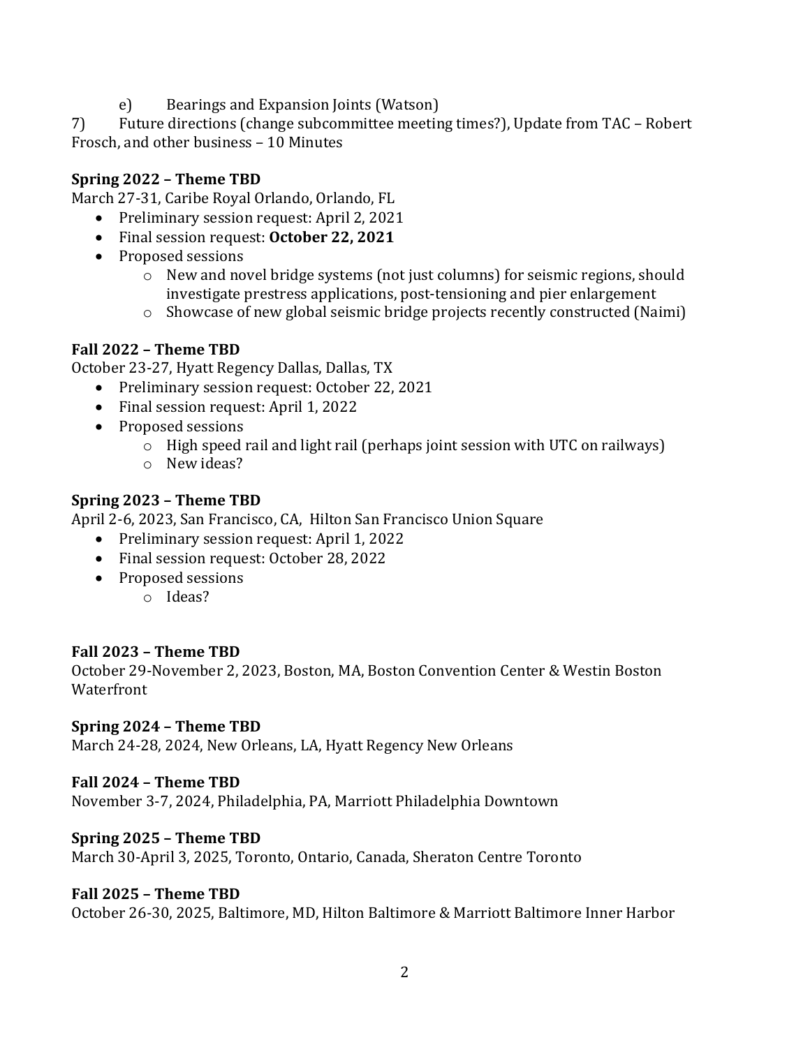e) Bearings and Expansion Joints (Watson)

7) Future directions (change subcommittee meeting times?), Update from TAC – Robert Frosch, and other business – 10 Minutes

**Spring 2022 – Theme TBD**
March 27-31, Caribe Royal Orlando, Orlando, FL

- Preliminary session request: April 2, 2021
- Final session request: **October 22, 2021**
- Proposed sessions
  - New and novel bridge systems (not just columns) for seismic regions, should investigate prestress applications, post-tensioning and pier enlargement
  - Showcase of new global seismic bridge projects recently constructed (Naimi)

**Fall 2022 – Theme TBD**
October 23-27, Hyatt Regency Dallas, Dallas, TX

- Preliminary session request: October 22, 2021
- Final session request: April 1, 2022
- Proposed sessions
  - High speed rail and light rail (perhaps joint session with UTC on railways)
  - New ideas?

**Spring 2023 – Theme TBD**
April 2-6, 2023, San Francisco, CA, Hilton San Francisco Union Square

- Preliminary session request: April 1, 2022
- Final session request: October 28, 2022
- Proposed sessions
  - Ideas?

**Fall 2023 – Theme TBD**
October 29-November 2, 2023, Boston, MA, Boston Convention Center & Westin Boston Waterfront

**Spring 2024 – Theme TBD**
March 24-28, 2024, New Orleans, LA, Hyatt Regency New Orleans

**Fall 2024 – Theme TBD**
November 3-7, 2024, Philadelphia, PA, Marriott Philadelphia Downtown

**Spring 2025 – Theme TBD**
March 30-April 3, 2025, Toronto, Ontario, Canada, Sheraton Centre Toronto

**Fall 2025 – Theme TBD**
October 26-30, 2025, Baltimore, MD, Hilton Baltimore & Marriott Baltimore Inner Harbor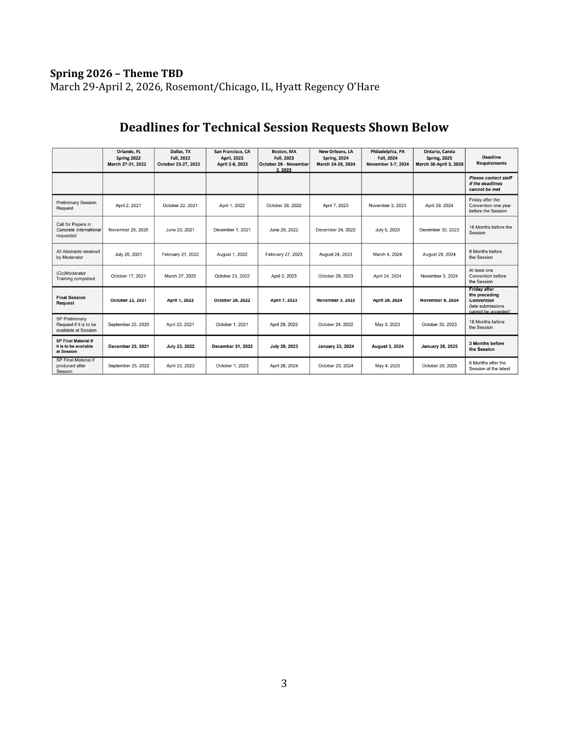**Spring 2026 – Theme TBD**
March 29-April 2, 2026, Rosemont/Chicago, IL, Hyatt Regency O'Hare

## Deadlines for Technical Session Requests Shown Below

| | **Orlando, FL Spring 2022 March 27-31, 2022** | **Dallas, TX Fall, 2022 October 23-27, 2022** | **San Francisco, CA April, 2023 April 2-6, 2023** | **Boston, MA Fall, 2023 October 29 - November 2, 2023** | **New Orleans, LA Spring, 2024 March 24-28, 2024** | **Philadelphia, PA Fall, 2024 November 3-7, 2024** | **Ontario, Canda Spring, 2025 March 30-April 3, 2025** | **Deadline Requirements** |
|---|---|---|---|---|---|---|---|---|
| | | | | | | | | ***Please contact staff if the deadlines cannot be met*** |
| Preliminary Session Request | April 2, 2021 | October 22, 2021 | April 1, 2022 | October 28, 2022 | April 7, 2023 | November 3, 2023 | April 29, 2024 | Friday after the Convention one year before the Session |
| Call for Papers in *Concrete International* requested | November 25, 2020 | June 23, 2021 | December 1, 2021 | June 29, 2022 | December 24, 2022 | July 5, 2023 | December 30, 2023 | 16 Months before the Session |
| All Abstracts received by Moderator | July 26, 2021 | February 21, 2022 | August 1, 2022 | February 27, 2023 | August 24, 2023 | March 4, 2024 | August 29, 2024 | 8 Months before the Session |
| (Co)Moderator Training completed | October 17, 2021 | March 27, 2022 | October 23, 2022 | April 2, 2023 | October 29, 2023 | April 24, 2024 | November 3, 2024 | At least one Convention before the Session |
| **Final Session Request** | **October 22, 2021** | **April 1, 2022** | **October 28, 2022** | **April 7, 2023** | **November 3, 2023** | **April 29, 2024** | **November 8, 2024** | **Friday after the preceding Convention** (late submissions cannot be accepted) |
| SP Preliminary Request if it is to be available at Session | September 25, 2020 | April 23, 2021 | October 1, 2021 | April 29, 2022 | October 24, 2022 | May 5, 2023 | October 30, 2023 | 18 Months before the Session |
| **SP Final Material if it is to be available at Session** | **December 25, 2021** | **July 23, 2022** | **December 31, 2022** | **July 29, 2023** | **January 23, 2024** | **August 3, 2024** | **January 28, 2025** | **3 Months before the Session** |
| SP Final Material if produced after Session | September 25, 2022 | April 23, 2023 | October 1, 2023 | April 28, 2024 | October 23, 2024 | May 4, 2025 | October 29, 2025 | 6 Months after the Session at the latest |